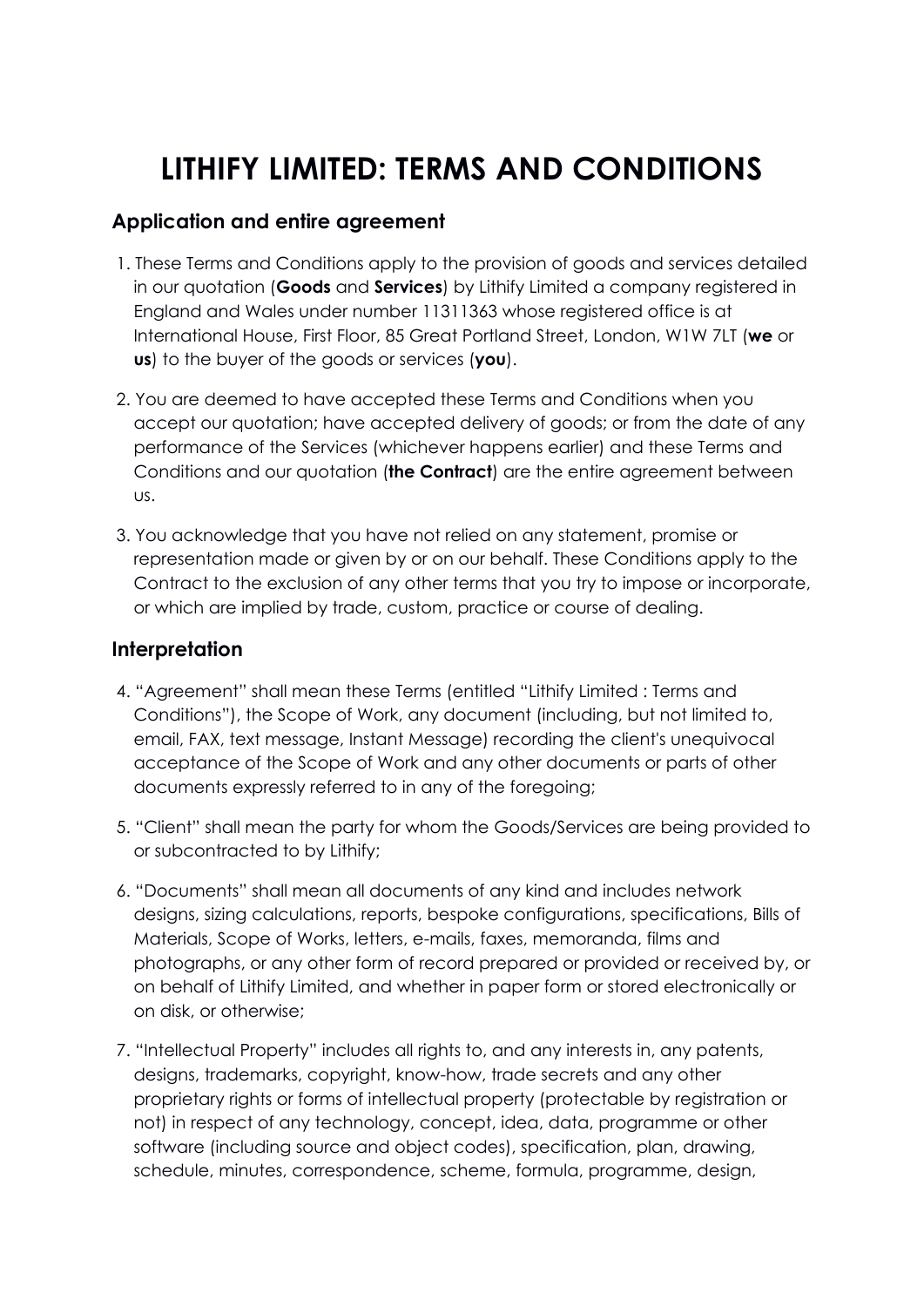# LITHIFY LIMITED: TERMS AND CONDITIONS

## Application and entire agreement

1. These Terms and Conditions apply to the provision of goods and services detailed in our quotation (**Goods** and **Services**) by Lithify Limited a company registered in England and Wales under number 11311363 whose registered office is at International House, First Floor, 85 Great Portland Street, London, W1W 7LT (**we** or **us**) to the buyer of the goods or services (**you**).

2. You are deemed to have accepted these Terms and Conditions when you accept our quotation; have accepted delivery of goods; or from the date of any performance of the Services (whichever happens earlier) and these Terms and Conditions and our quotation (**the Contract**) are the entire agreement between us.

3. You acknowledge that you have not relied on any statement, promise or representation made or given by or on our behalf. These Conditions apply to the Contract to the exclusion of any other terms that you try to impose or incorporate, or which are implied by trade, custom, practice or course of dealing.

## Interpretation

4. "Agreement" shall mean these Terms (entitled "Lithify Limited : Terms and Conditions"), the Scope of Work, any document (including, but not limited to, email, FAX, text message, Instant Message) recording the client's unequivocal acceptance of the Scope of Work and any other documents or parts of other documents expressly referred to in any of the foregoing;

5. "Client" shall mean the party for whom the Goods/Services are being provided to or subcontracted to by Lithify;

6. "Documents" shall mean all documents of any kind and includes network designs, sizing calculations, reports, bespoke configurations, specifications, Bills of Materials, Scope of Works, letters, e-mails, faxes, memoranda, films and photographs, or any other form of record prepared or provided or received by, or on behalf of Lithify Limited, and whether in paper form or stored electronically or on disk, or otherwise;

7. "Intellectual Property" includes all rights to, and any interests in, any patents, designs, trademarks, copyright, know-how, trade secrets and any other proprietary rights or forms of intellectual property (protectable by registration or not) in respect of any technology, concept, idea, data, programme or other software (including source and object codes), specification, plan, drawing, schedule, minutes, correspondence, scheme, formula, programme, design,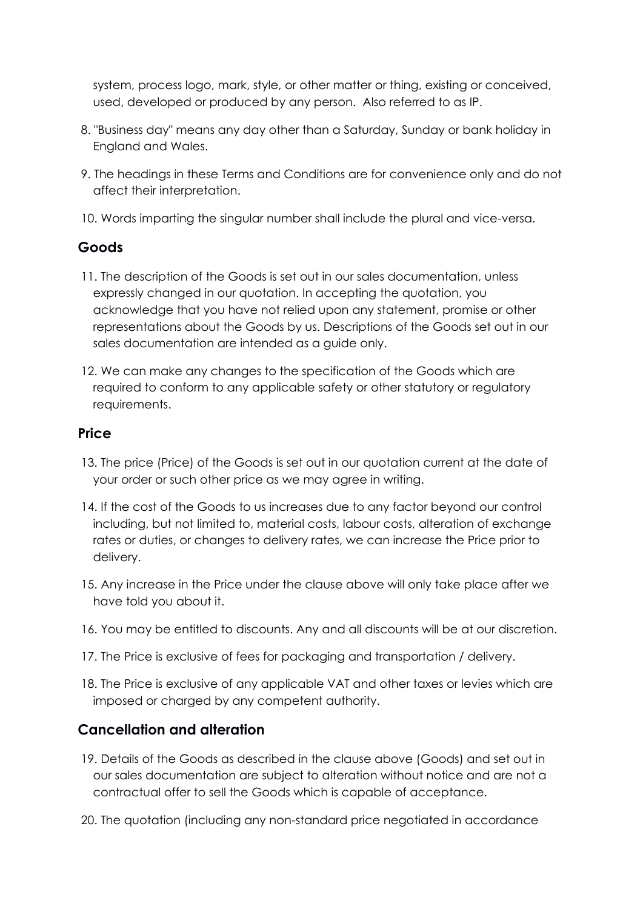system, process logo, mark, style, or other matter or thing, existing or conceived, used, developed or produced by any person. Also referred to as IP.

8. "Business day" means any day other than a Saturday, Sunday or bank holiday in England and Wales.

9. The headings in these Terms and Conditions are for convenience only and do not affect their interpretation.

10. Words imparting the singular number shall include the plural and vice-versa.

## Goods

11. The description of the Goods is set out in our sales documentation, unless expressly changed in our quotation. In accepting the quotation, you acknowledge that you have not relied upon any statement, promise or other representations about the Goods by us. Descriptions of the Goods set out in our sales documentation are intended as a guide only.

12. We can make any changes to the specification of the Goods which are required to conform to any applicable safety or other statutory or regulatory requirements.

## Price

13. The price (Price) of the Goods is set out in our quotation current at the date of your order or such other price as we may agree in writing.

14. If the cost of the Goods to us increases due to any factor beyond our control including, but not limited to, material costs, labour costs, alteration of exchange rates or duties, or changes to delivery rates, we can increase the Price prior to delivery.

15. Any increase in the Price under the clause above will only take place after we have told you about it.

16. You may be entitled to discounts. Any and all discounts will be at our discretion.

17. The Price is exclusive of fees for packaging and transportation / delivery.

18. The Price is exclusive of any applicable VAT and other taxes or levies which are imposed or charged by any competent authority.

## Cancellation and alteration

19. Details of the Goods as described in the clause above (Goods) and set out in our sales documentation are subject to alteration without notice and are not a contractual offer to sell the Goods which is capable of acceptance.

20. The quotation (including any non-standard price negotiated in accordance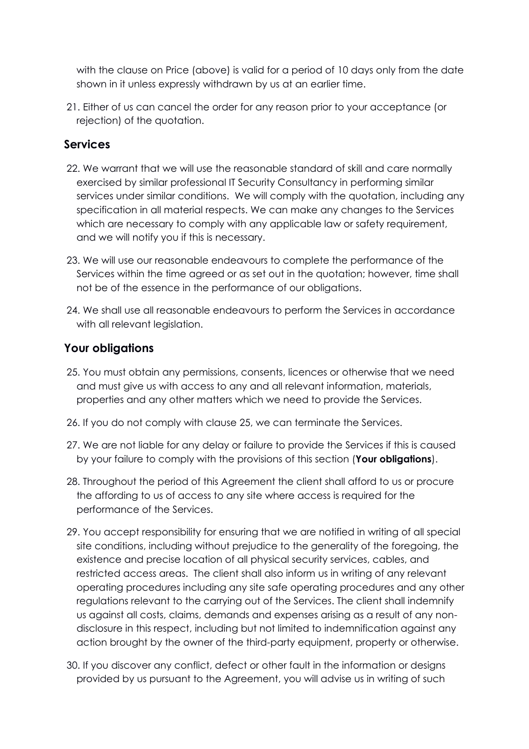with the clause on Price (above) is valid for a period of 10 days only from the date shown in it unless expressly withdrawn by us at an earlier time.

21. Either of us can cancel the order for any reason prior to your acceptance (or rejection) of the quotation.

## Services

22. We warrant that we will use the reasonable standard of skill and care normally exercised by similar professional IT Security Consultancy in performing similar services under similar conditions. We will comply with the quotation, including any specification in all material respects. We can make any changes to the Services which are necessary to comply with any applicable law or safety requirement, and we will notify you if this is necessary.

23. We will use our reasonable endeavours to complete the performance of the Services within the time agreed or as set out in the quotation; however, time shall not be of the essence in the performance of our obligations.

24. We shall use all reasonable endeavours to perform the Services in accordance with all relevant legislation.

## Your obligations

25. You must obtain any permissions, consents, licences or otherwise that we need and must give us with access to any and all relevant information, materials, properties and any other matters which we need to provide the Services.

26. If you do not comply with clause 25, we can terminate the Services.

27. We are not liable for any delay or failure to provide the Services if this is caused by your failure to comply with the provisions of this section (**Your obligations**).

28. Throughout the period of this Agreement the client shall afford to us or procure the affording to us of access to any site where access is required for the performance of the Services.

29. You accept responsibility for ensuring that we are notified in writing of all special site conditions, including without prejudice to the generality of the foregoing, the existence and precise location of all physical security services, cables, and restricted access areas. The client shall also inform us in writing of any relevant operating procedures including any site safe operating procedures and any other regulations relevant to the carrying out of the Services. The client shall indemnify us against all costs, claims, demands and expenses arising as a result of any non-disclosure in this respect, including but not limited to indemnification against any action brought by the owner of the third-party equipment, property or otherwise.

30. If you discover any conflict, defect or other fault in the information or designs provided by us pursuant to the Agreement, you will advise us in writing of such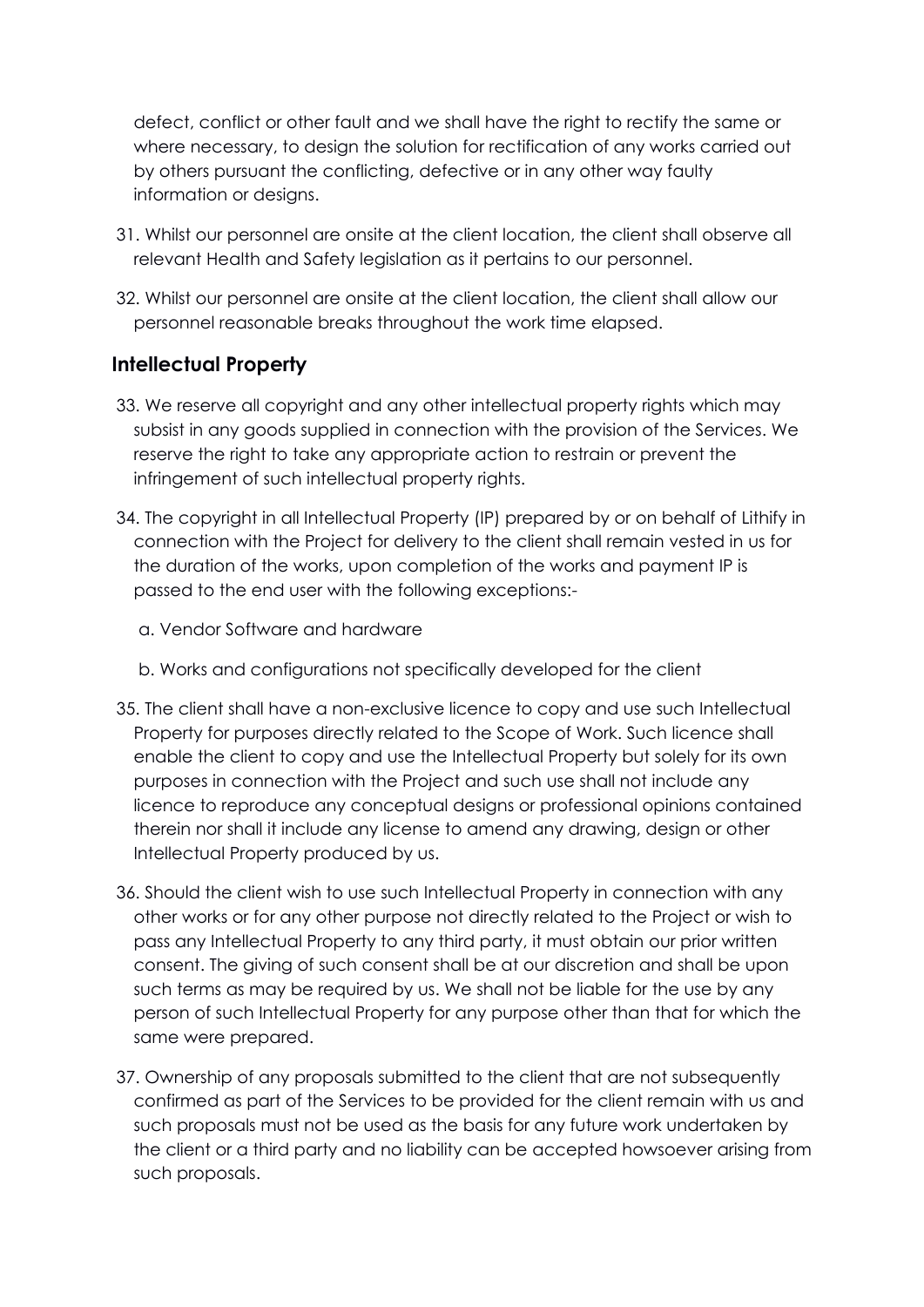defect, conflict or other fault and we shall have the right to rectify the same or where necessary, to design the solution for rectification of any works carried out by others pursuant the conflicting, defective or in any other way faulty information or designs.

31. Whilst our personnel are onsite at the client location, the client shall observe all relevant Health and Safety legislation as it pertains to our personnel.

32. Whilst our personnel are onsite at the client location, the client shall allow our personnel reasonable breaks throughout the work time elapsed.

## Intellectual Property

33. We reserve all copyright and any other intellectual property rights which may subsist in any goods supplied in connection with the provision of the Services. We reserve the right to take any appropriate action to restrain or prevent the infringement of such intellectual property rights.

34. The copyright in all Intellectual Property (IP) prepared by or on behalf of Lithify in connection with the Project for delivery to the client shall remain vested in us for the duration of the works, upon completion of the works and payment IP is passed to the end user with the following exceptions:-

    a. Vendor Software and hardware

    b. Works and configurations not specifically developed for the client

35. The client shall have a non-exclusive licence to copy and use such Intellectual Property for purposes directly related to the Scope of Work. Such licence shall enable the client to copy and use the Intellectual Property but solely for its own purposes in connection with the Project and such use shall not include any licence to reproduce any conceptual designs or professional opinions contained therein nor shall it include any license to amend any drawing, design or other Intellectual Property produced by us.

36. Should the client wish to use such Intellectual Property in connection with any other works or for any other purpose not directly related to the Project or wish to pass any Intellectual Property to any third party, it must obtain our prior written consent. The giving of such consent shall be at our discretion and shall be upon such terms as may be required by us. We shall not be liable for the use by any person of such Intellectual Property for any purpose other than that for which the same were prepared.

37. Ownership of any proposals submitted to the client that are not subsequently confirmed as part of the Services to be provided for the client remain with us and such proposals must not be used as the basis for any future work undertaken by the client or a third party and no liability can be accepted howsoever arising from such proposals.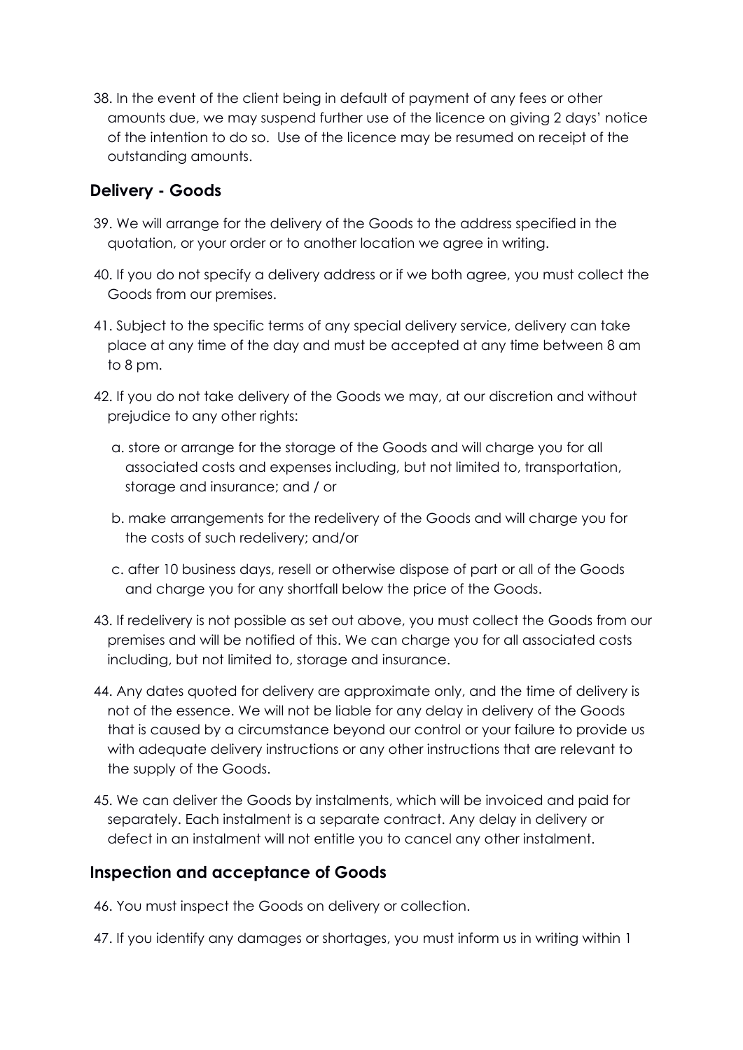38. In the event of the client being in default of payment of any fees or other amounts due, we may suspend further use of the licence on giving 2 days' notice of the intention to do so. Use of the licence may be resumed on receipt of the outstanding amounts.

## Delivery - Goods

39. We will arrange for the delivery of the Goods to the address specified in the quotation, or your order or to another location we agree in writing.

40. If you do not specify a delivery address or if we both agree, you must collect the Goods from our premises.

41. Subject to the specific terms of any special delivery service, delivery can take place at any time of the day and must be accepted at any time between 8 am to 8 pm.

42. If you do not take delivery of the Goods we may, at our discretion and without prejudice to any other rights:

    a. store or arrange for the storage of the Goods and will charge you for all associated costs and expenses including, but not limited to, transportation, storage and insurance; and / or

    b. make arrangements for the redelivery of the Goods and will charge you for the costs of such redelivery; and/or

    c. after 10 business days, resell or otherwise dispose of part or all of the Goods and charge you for any shortfall below the price of the Goods.

43. If redelivery is not possible as set out above, you must collect the Goods from our premises and will be notified of this. We can charge you for all associated costs including, but not limited to, storage and insurance.

44. Any dates quoted for delivery are approximate only, and the time of delivery is not of the essence. We will not be liable for any delay in delivery of the Goods that is caused by a circumstance beyond our control or your failure to provide us with adequate delivery instructions or any other instructions that are relevant to the supply of the Goods.

45. We can deliver the Goods by instalments, which will be invoiced and paid for separately. Each instalment is a separate contract. Any delay in delivery or defect in an instalment will not entitle you to cancel any other instalment.

## Inspection and acceptance of Goods

46. You must inspect the Goods on delivery or collection.

47. If you identify any damages or shortages, you must inform us in writing within 1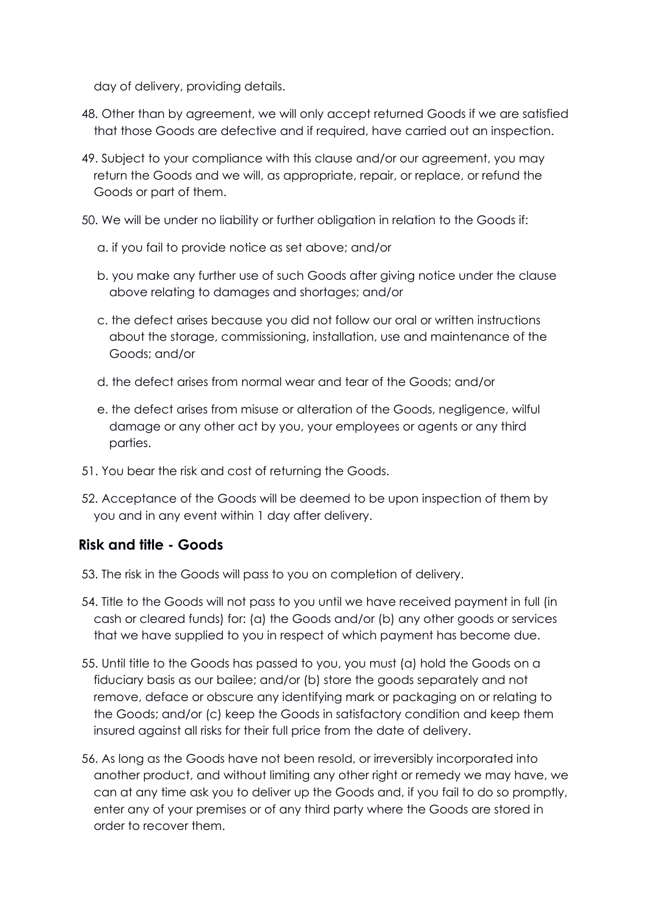day of delivery, providing details.

48. Other than by agreement, we will only accept returned Goods if we are satisfied that those Goods are defective and if required, have carried out an inspection.

49. Subject to your compliance with this clause and/or our agreement, you may return the Goods and we will, as appropriate, repair, or replace, or refund the Goods or part of them.

50. We will be under no liability or further obligation in relation to the Goods if:

    a. if you fail to provide notice as set above; and/or

    b. you make any further use of such Goods after giving notice under the clause above relating to damages and shortages; and/or

    c. the defect arises because you did not follow our oral or written instructions about the storage, commissioning, installation, use and maintenance of the Goods; and/or

    d. the defect arises from normal wear and tear of the Goods; and/or

    e. the defect arises from misuse or alteration of the Goods, negligence, wilful damage or any other act by you, your employees or agents or any third parties.

51. You bear the risk and cost of returning the Goods.

52. Acceptance of the Goods will be deemed to be upon inspection of them by you and in any event within 1 day after delivery.

## Risk and title - Goods

53. The risk in the Goods will pass to you on completion of delivery.

54. Title to the Goods will not pass to you until we have received payment in full (in cash or cleared funds) for: (a) the Goods and/or (b) any other goods or services that we have supplied to you in respect of which payment has become due.

55. Until title to the Goods has passed to you, you must (a) hold the Goods on a fiduciary basis as our bailee; and/or (b) store the goods separately and not remove, deface or obscure any identifying mark or packaging on or relating to the Goods; and/or (c) keep the Goods in satisfactory condition and keep them insured against all risks for their full price from the date of delivery.

56. As long as the Goods have not been resold, or irreversibly incorporated into another product, and without limiting any other right or remedy we may have, we can at any time ask you to deliver up the Goods and, if you fail to do so promptly, enter any of your premises or of any third party where the Goods are stored in order to recover them.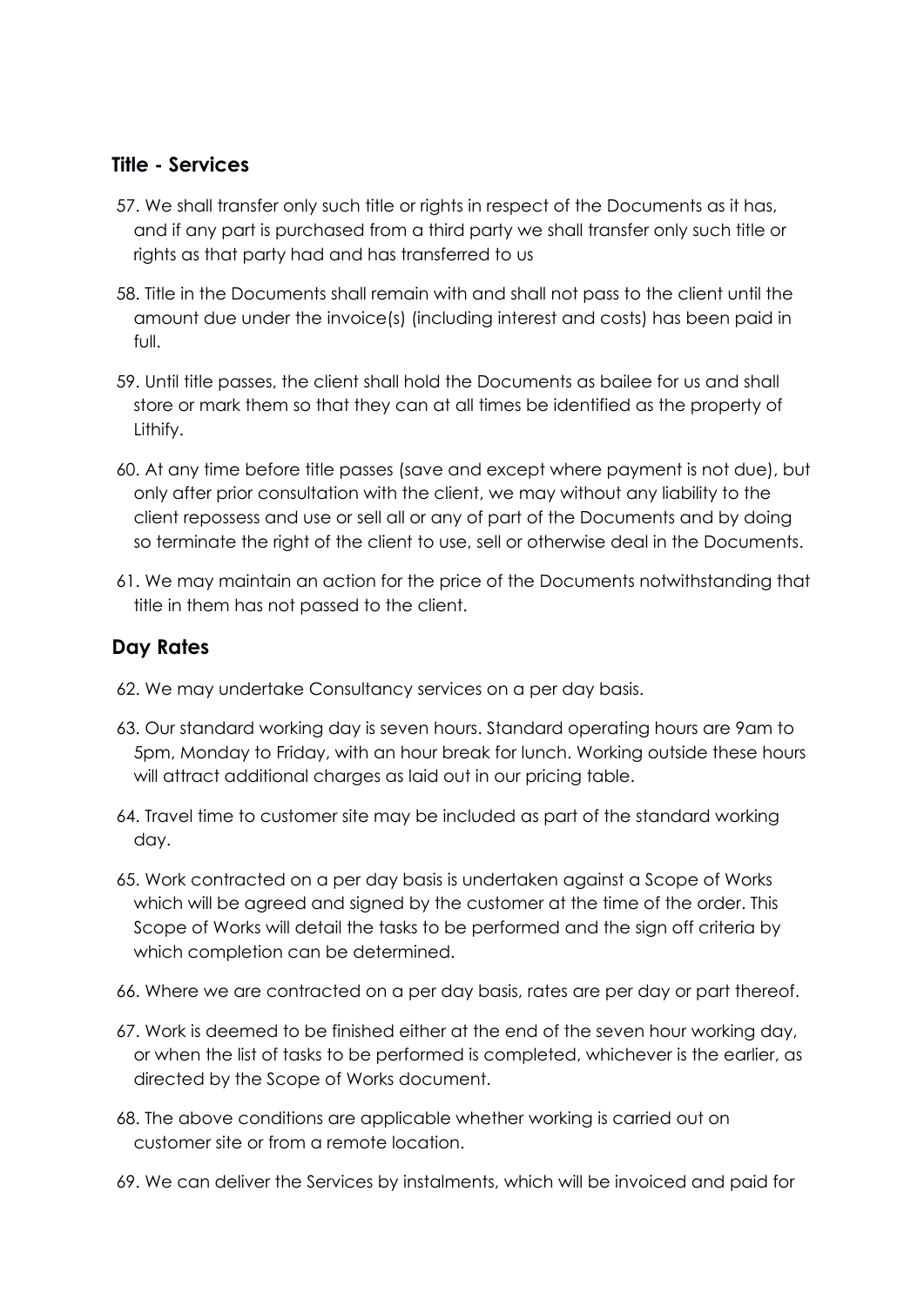## Title - Services

57. We shall transfer only such title or rights in respect of the Documents as it has, and if any part is purchased from a third party we shall transfer only such title or rights as that party had and has transferred to us

58. Title in the Documents shall remain with and shall not pass to the client until the amount due under the invoice(s) (including interest and costs) has been paid in full.

59. Until title passes, the client shall hold the Documents as bailee for us and shall store or mark them so that they can at all times be identified as the property of Lithify.

60. At any time before title passes (save and except where payment is not due), but only after prior consultation with the client, we may without any liability to the client repossess and use or sell all or any of part of the Documents and by doing so terminate the right of the client to use, sell or otherwise deal in the Documents.

61. We may maintain an action for the price of the Documents notwithstanding that title in them has not passed to the client.

## Day Rates

62. We may undertake Consultancy services on a per day basis.

63. Our standard working day is seven hours. Standard operating hours are 9am to 5pm, Monday to Friday, with an hour break for lunch. Working outside these hours will attract additional charges as laid out in our pricing table.

64. Travel time to customer site may be included as part of the standard working day.

65. Work contracted on a per day basis is undertaken against a Scope of Works which will be agreed and signed by the customer at the time of the order. This Scope of Works will detail the tasks to be performed and the sign off criteria by which completion can be determined.

66. Where we are contracted on a per day basis, rates are per day or part thereof.

67. Work is deemed to be finished either at the end of the seven hour working day, or when the list of tasks to be performed is completed, whichever is the earlier, as directed by the Scope of Works document.

68. The above conditions are applicable whether working is carried out on customer site or from a remote location.

69. We can deliver the Services by instalments, which will be invoiced and paid for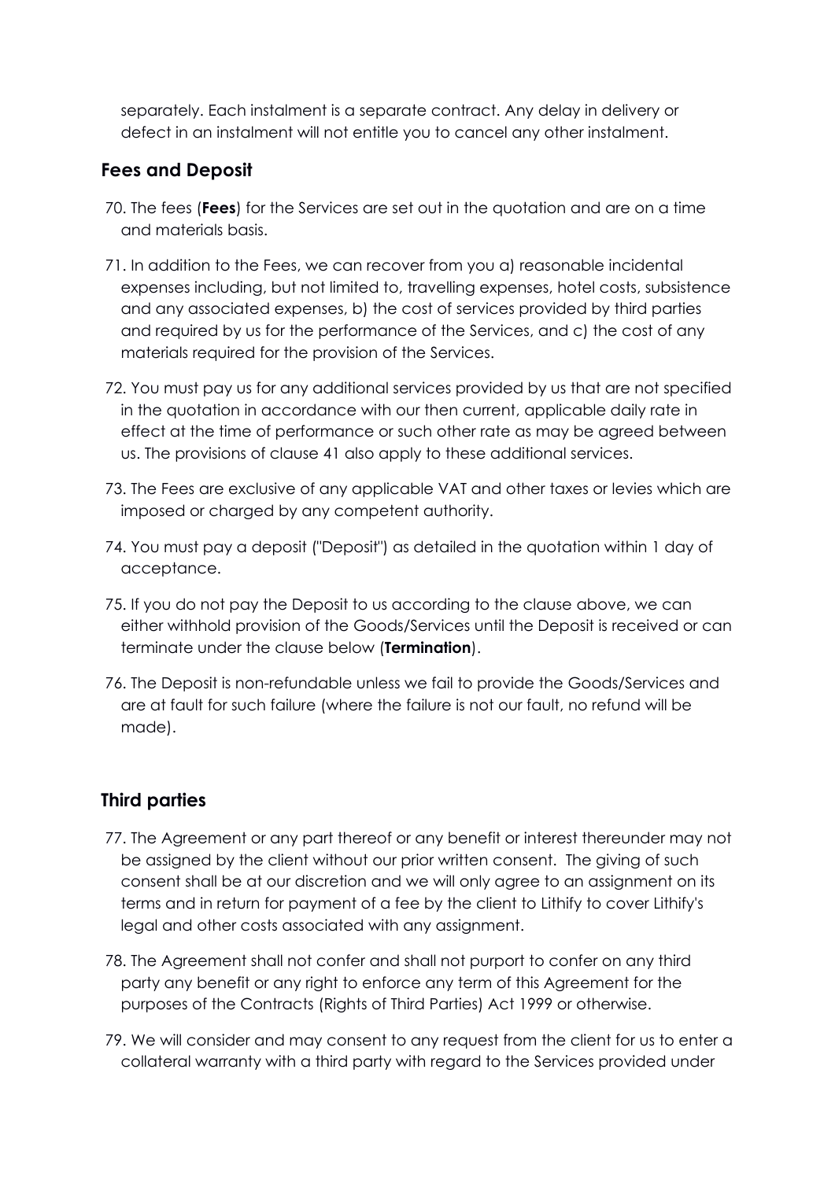separately. Each instalment is a separate contract. Any delay in delivery or defect in an instalment will not entitle you to cancel any other instalment.

## Fees and Deposit

70. The fees (**Fees**) for the Services are set out in the quotation and are on a time and materials basis.

71. In addition to the Fees, we can recover from you a) reasonable incidental expenses including, but not limited to, travelling expenses, hotel costs, subsistence and any associated expenses, b) the cost of services provided by third parties and required by us for the performance of the Services, and c) the cost of any materials required for the provision of the Services.

72. You must pay us for any additional services provided by us that are not specified in the quotation in accordance with our then current, applicable daily rate in effect at the time of performance or such other rate as may be agreed between us. The provisions of clause 41 also apply to these additional services.

73. The Fees are exclusive of any applicable VAT and other taxes or levies which are imposed or charged by any competent authority.

74. You must pay a deposit ("Deposit") as detailed in the quotation within 1 day of acceptance.

75. If you do not pay the Deposit to us according to the clause above, we can either withhold provision of the Goods/Services until the Deposit is received or can terminate under the clause below (**Termination**).

76. The Deposit is non-refundable unless we fail to provide the Goods/Services and are at fault for such failure (where the failure is not our fault, no refund will be made).

## Third parties

77. The Agreement or any part thereof or any benefit or interest thereunder may not be assigned by the client without our prior written consent. The giving of such consent shall be at our discretion and we will only agree to an assignment on its terms and in return for payment of a fee by the client to Lithify to cover Lithify's legal and other costs associated with any assignment.

78. The Agreement shall not confer and shall not purport to confer on any third party any benefit or any right to enforce any term of this Agreement for the purposes of the Contracts (Rights of Third Parties) Act 1999 or otherwise.

79. We will consider and may consent to any request from the client for us to enter a collateral warranty with a third party with regard to the Services provided under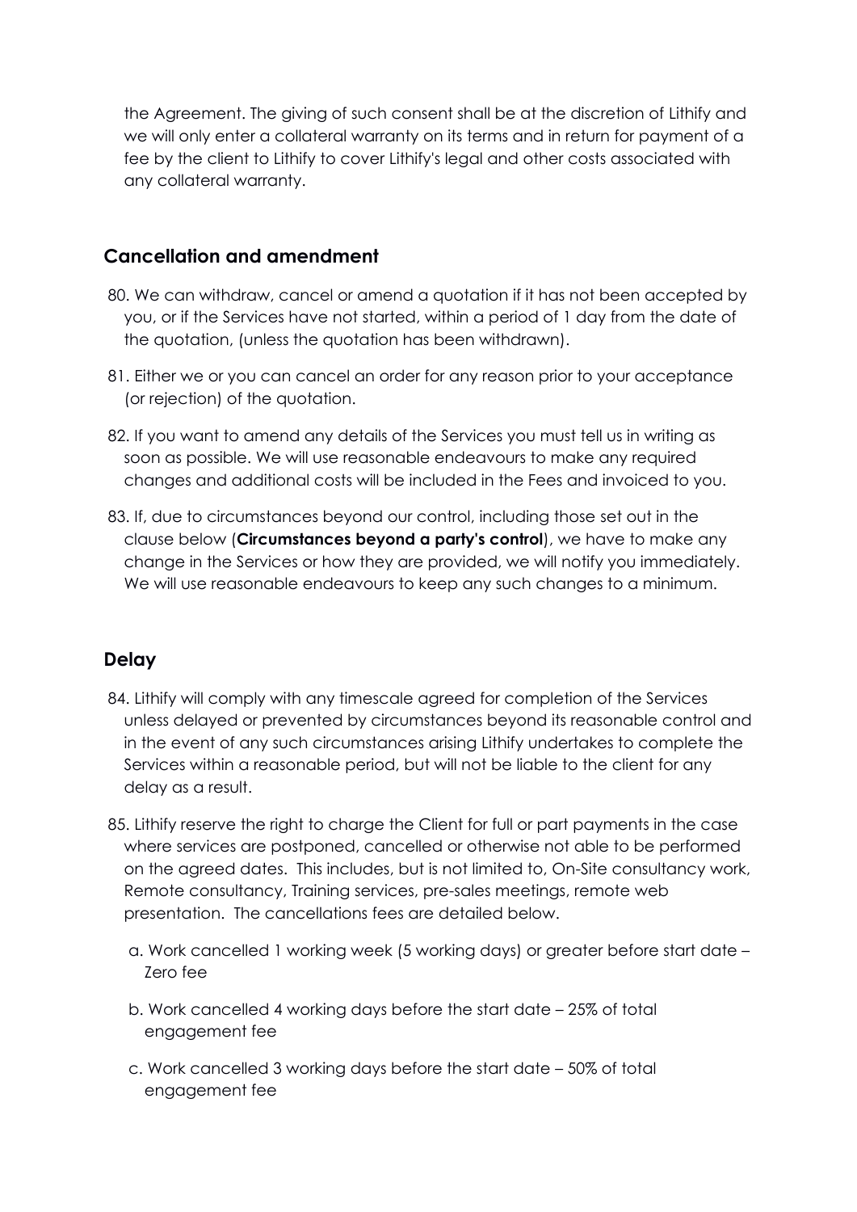the Agreement. The giving of such consent shall be at the discretion of Lithify and we will only enter a collateral warranty on its terms and in return for payment of a fee by the client to Lithify to cover Lithify's legal and other costs associated with any collateral warranty.

## Cancellation and amendment

80. We can withdraw, cancel or amend a quotation if it has not been accepted by you, or if the Services have not started, within a period of 1 day from the date of the quotation, (unless the quotation has been withdrawn).

81. Either we or you can cancel an order for any reason prior to your acceptance (or rejection) of the quotation.

82. If you want to amend any details of the Services you must tell us in writing as soon as possible. We will use reasonable endeavours to make any required changes and additional costs will be included in the Fees and invoiced to you.

83. If, due to circumstances beyond our control, including those set out in the clause below (**Circumstances beyond a party's control**), we have to make any change in the Services or how they are provided, we will notify you immediately. We will use reasonable endeavours to keep any such changes to a minimum.

## Delay

84. Lithify will comply with any timescale agreed for completion of the Services unless delayed or prevented by circumstances beyond its reasonable control and in the event of any such circumstances arising Lithify undertakes to complete the Services within a reasonable period, but will not be liable to the client for any delay as a result.

85. Lithify reserve the right to charge the Client for full or part payments in the case where services are postponed, cancelled or otherwise not able to be performed on the agreed dates. This includes, but is not limited to, On-Site consultancy work, Remote consultancy, Training services, pre-sales meetings, remote web presentation. The cancellations fees are detailed below.

    a. Work cancelled 1 working week (5 working days) or greater before start date – Zero fee

    b. Work cancelled 4 working days before the start date – 25% of total engagement fee

    c. Work cancelled 3 working days before the start date – 50% of total engagement fee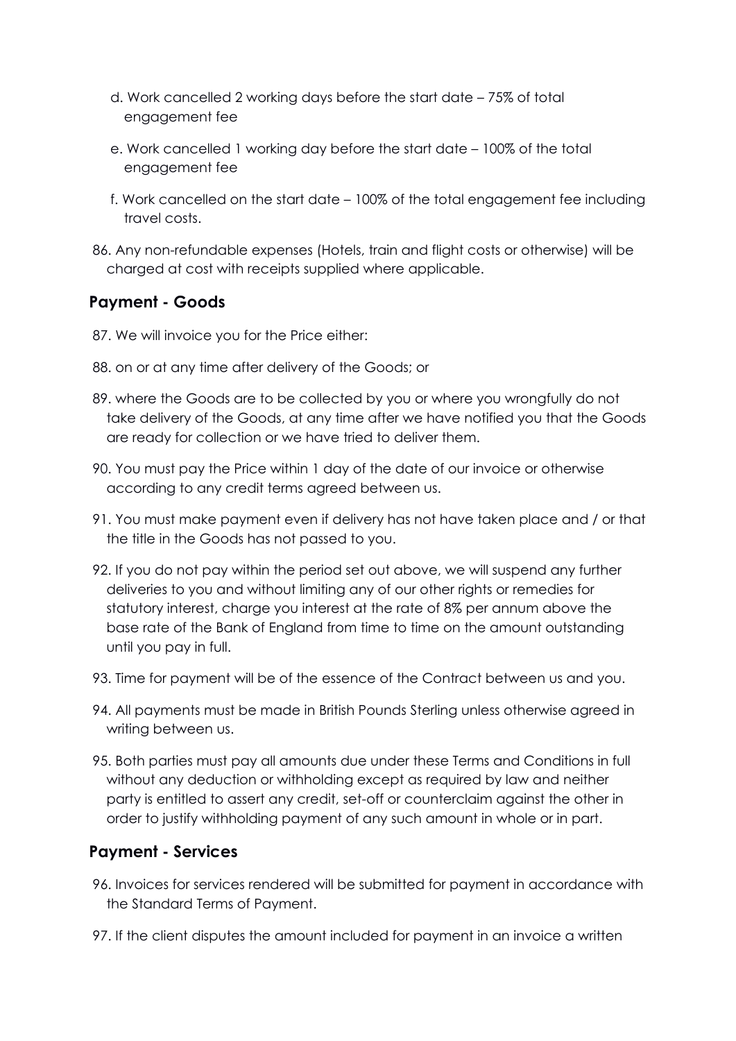d. Work cancelled 2 working days before the start date – 75% of total engagement fee

e. Work cancelled 1 working day before the start date – 100% of the total engagement fee

f. Work cancelled on the start date – 100% of the total engagement fee including travel costs.

86. Any non-refundable expenses (Hotels, train and flight costs or otherwise) will be charged at cost with receipts supplied where applicable.

## Payment - Goods

87. We will invoice you for the Price either:

88. on or at any time after delivery of the Goods; or

89. where the Goods are to be collected by you or where you wrongfully do not take delivery of the Goods, at any time after we have notified you that the Goods are ready for collection or we have tried to deliver them.

90. You must pay the Price within 1 day of the date of our invoice or otherwise according to any credit terms agreed between us.

91. You must make payment even if delivery has not have taken place and / or that the title in the Goods has not passed to you.

92. If you do not pay within the period set out above, we will suspend any further deliveries to you and without limiting any of our other rights or remedies for statutory interest, charge you interest at the rate of 8% per annum above the base rate of the Bank of England from time to time on the amount outstanding until you pay in full.

93. Time for payment will be of the essence of the Contract between us and you.

94. All payments must be made in British Pounds Sterling unless otherwise agreed in writing between us.

95. Both parties must pay all amounts due under these Terms and Conditions in full without any deduction or withholding except as required by law and neither party is entitled to assert any credit, set-off or counterclaim against the other in order to justify withholding payment of any such amount in whole or in part.

## Payment - Services

96. Invoices for services rendered will be submitted for payment in accordance with the Standard Terms of Payment.

97. If the client disputes the amount included for payment in an invoice a written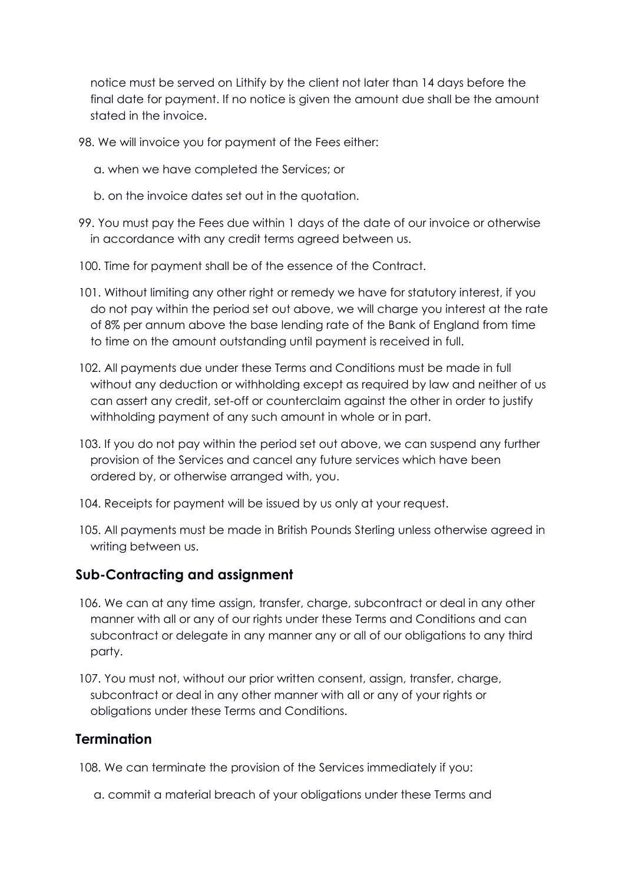notice must be served on Lithify by the client not later than 14 days before the final date for payment. If no notice is given the amount due shall be the amount stated in the invoice.

98. We will invoice you for payment of the Fees either:

   a. when we have completed the Services; or

   b. on the invoice dates set out in the quotation.

99. You must pay the Fees due within 1 days of the date of our invoice or otherwise in accordance with any credit terms agreed between us.

100. Time for payment shall be of the essence of the Contract.

101. Without limiting any other right or remedy we have for statutory interest, if you do not pay within the period set out above, we will charge you interest at the rate of 8% per annum above the base lending rate of the Bank of England from time to time on the amount outstanding until payment is received in full.

102. All payments due under these Terms and Conditions must be made in full without any deduction or withholding except as required by law and neither of us can assert any credit, set-off or counterclaim against the other in order to justify withholding payment of any such amount in whole or in part.

103. If you do not pay within the period set out above, we can suspend any further provision of the Services and cancel any future services which have been ordered by, or otherwise arranged with, you.

104. Receipts for payment will be issued by us only at your request.

105. All payments must be made in British Pounds Sterling unless otherwise agreed in writing between us.

## Sub-Contracting and assignment

106. We can at any time assign, transfer, charge, subcontract or deal in any other manner with all or any of our rights under these Terms and Conditions and can subcontract or delegate in any manner any or all of our obligations to any third party.

107. You must not, without our prior written consent, assign, transfer, charge, subcontract or deal in any other manner with all or any of your rights or obligations under these Terms and Conditions.

## Termination

108. We can terminate the provision of the Services immediately if you:

   a. commit a material breach of your obligations under these Terms and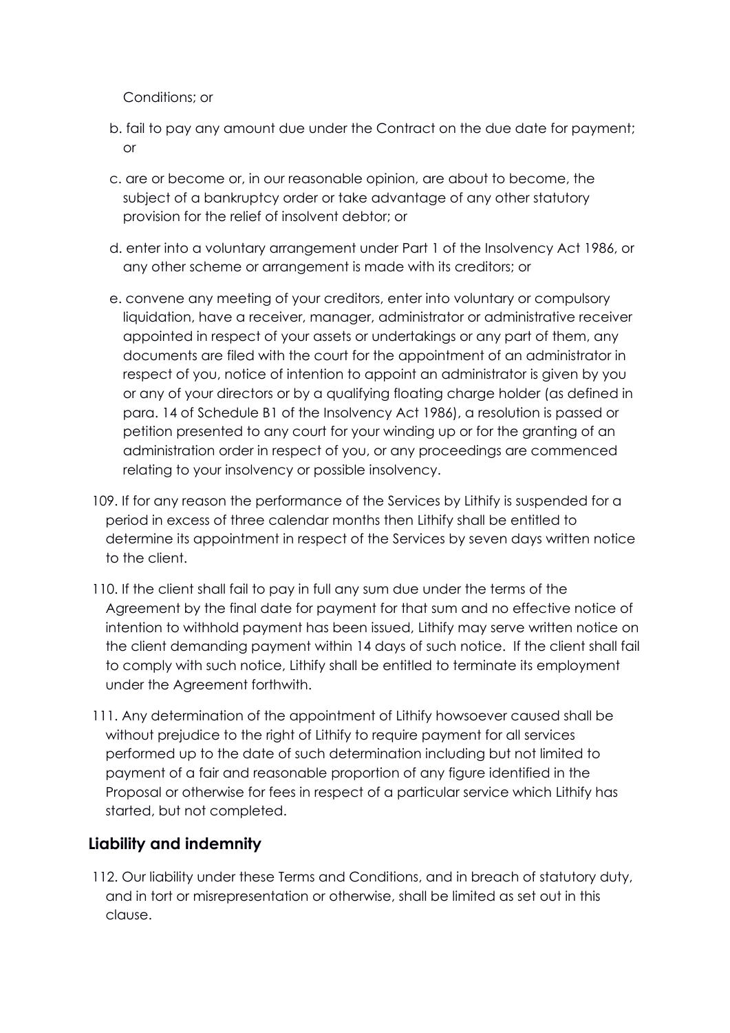Conditions; or

b. fail to pay any amount due under the Contract on the due date for payment; or

c. are or become or, in our reasonable opinion, are about to become, the subject of a bankruptcy order or take advantage of any other statutory provision for the relief of insolvent debtor; or

d. enter into a voluntary arrangement under Part 1 of the Insolvency Act 1986, or any other scheme or arrangement is made with its creditors; or

e. convene any meeting of your creditors, enter into voluntary or compulsory liquidation, have a receiver, manager, administrator or administrative receiver appointed in respect of your assets or undertakings or any part of them, any documents are filed with the court for the appointment of an administrator in respect of you, notice of intention to appoint an administrator is given by you or any of your directors or by a qualifying floating charge holder (as defined in para. 14 of Schedule B1 of the Insolvency Act 1986), a resolution is passed or petition presented to any court for your winding up or for the granting of an administration order in respect of you, or any proceedings are commenced relating to your insolvency or possible insolvency.

109. If for any reason the performance of the Services by Lithify is suspended for a period in excess of three calendar months then Lithify shall be entitled to determine its appointment in respect of the Services by seven days written notice to the client.

110. If the client shall fail to pay in full any sum due under the terms of the Agreement by the final date for payment for that sum and no effective notice of intention to withhold payment has been issued, Lithify may serve written notice on the client demanding payment within 14 days of such notice. If the client shall fail to comply with such notice, Lithify shall be entitled to terminate its employment under the Agreement forthwith.

111. Any determination of the appointment of Lithify howsoever caused shall be without prejudice to the right of Lithify to require payment for all services performed up to the date of such determination including but not limited to payment of a fair and reasonable proportion of any figure identified in the Proposal or otherwise for fees in respect of a particular service which Lithify has started, but not completed.

## Liability and indemnity

112. Our liability under these Terms and Conditions, and in breach of statutory duty, and in tort or misrepresentation or otherwise, shall be limited as set out in this clause.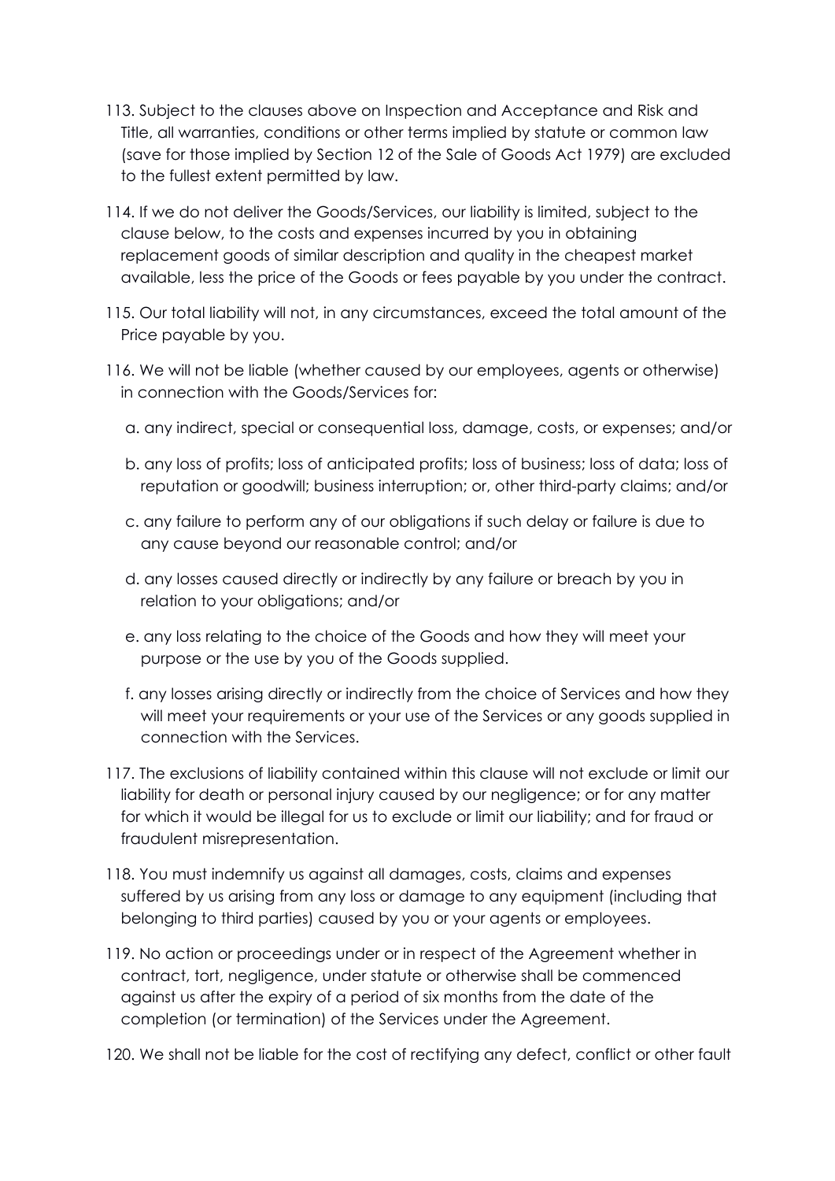113. Subject to the clauses above on Inspection and Acceptance and Risk and Title, all warranties, conditions or other terms implied by statute or common law (save for those implied by Section 12 of the Sale of Goods Act 1979) are excluded to the fullest extent permitted by law.

114. If we do not deliver the Goods/Services, our liability is limited, subject to the clause below, to the costs and expenses incurred by you in obtaining replacement goods of similar description and quality in the cheapest market available, less the price of the Goods or fees payable by you under the contract.

115. Our total liability will not, in any circumstances, exceed the total amount of the Price payable by you.

116. We will not be liable (whether caused by our employees, agents or otherwise) in connection with the Goods/Services for:

   a. any indirect, special or consequential loss, damage, costs, or expenses; and/or

   b. any loss of profits; loss of anticipated profits; loss of business; loss of data; loss of reputation or goodwill; business interruption; or, other third-party claims; and/or

   c. any failure to perform any of our obligations if such delay or failure is due to any cause beyond our reasonable control; and/or

   d. any losses caused directly or indirectly by any failure or breach by you in relation to your obligations; and/or

   e. any loss relating to the choice of the Goods and how they will meet your purpose or the use by you of the Goods supplied.

   f. any losses arising directly or indirectly from the choice of Services and how they will meet your requirements or your use of the Services or any goods supplied in connection with the Services.

117. The exclusions of liability contained within this clause will not exclude or limit our liability for death or personal injury caused by our negligence; or for any matter for which it would be illegal for us to exclude or limit our liability; and for fraud or fraudulent misrepresentation.

118. You must indemnify us against all damages, costs, claims and expenses suffered by us arising from any loss or damage to any equipment (including that belonging to third parties) caused by you or your agents or employees.

119. No action or proceedings under or in respect of the Agreement whether in contract, tort, negligence, under statute or otherwise shall be commenced against us after the expiry of a period of six months from the date of the completion (or termination) of the Services under the Agreement.

120. We shall not be liable for the cost of rectifying any defect, conflict or other fault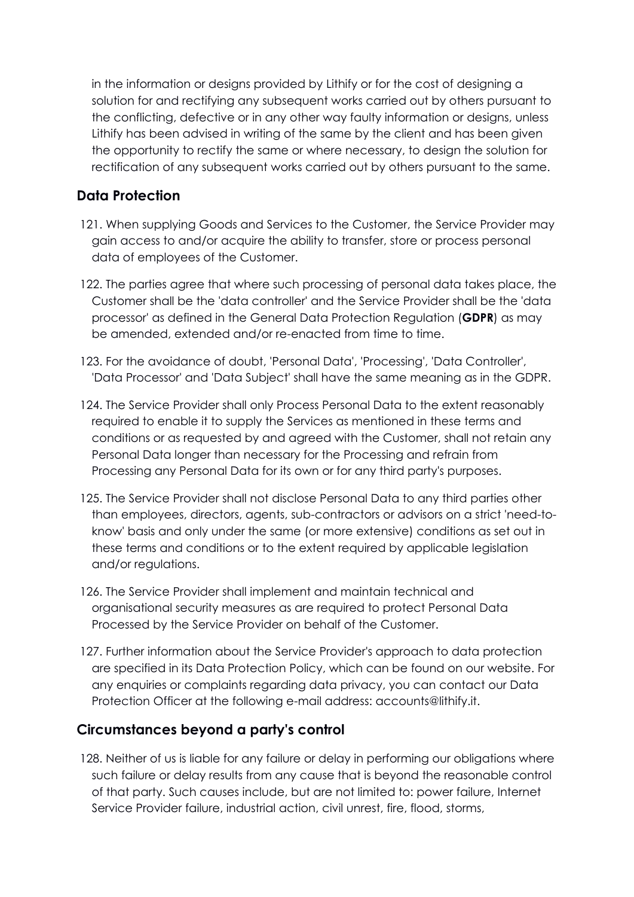in the information or designs provided by Lithify or for the cost of designing a solution for and rectifying any subsequent works carried out by others pursuant to the conflicting, defective or in any other way faulty information or designs, unless Lithify has been advised in writing of the same by the client and has been given the opportunity to rectify the same or where necessary, to design the solution for rectification of any subsequent works carried out by others pursuant to the same.

## Data Protection

121. When supplying Goods and Services to the Customer, the Service Provider may gain access to and/or acquire the ability to transfer, store or process personal data of employees of the Customer.

122. The parties agree that where such processing of personal data takes place, the Customer shall be the 'data controller' and the Service Provider shall be the 'data processor' as defined in the General Data Protection Regulation (**GDPR**) as may be amended, extended and/or re-enacted from time to time.

123. For the avoidance of doubt, 'Personal Data', 'Processing', 'Data Controller', 'Data Processor' and 'Data Subject' shall have the same meaning as in the GDPR.

124. The Service Provider shall only Process Personal Data to the extent reasonably required to enable it to supply the Services as mentioned in these terms and conditions or as requested by and agreed with the Customer, shall not retain any Personal Data longer than necessary for the Processing and refrain from Processing any Personal Data for its own or for any third party's purposes.

125. The Service Provider shall not disclose Personal Data to any third parties other than employees, directors, agents, sub-contractors or advisors on a strict 'need-to-know' basis and only under the same (or more extensive) conditions as set out in these terms and conditions or to the extent required by applicable legislation and/or regulations.

126. The Service Provider shall implement and maintain technical and organisational security measures as are required to protect Personal Data Processed by the Service Provider on behalf of the Customer.

127. Further information about the Service Provider's approach to data protection are specified in its Data Protection Policy, which can be found on our website. For any enquiries or complaints regarding data privacy, you can contact our Data Protection Officer at the following e-mail address: accounts@lithify.it.

## Circumstances beyond a party's control

128. Neither of us is liable for any failure or delay in performing our obligations where such failure or delay results from any cause that is beyond the reasonable control of that party. Such causes include, but are not limited to: power failure, Internet Service Provider failure, industrial action, civil unrest, fire, flood, storms,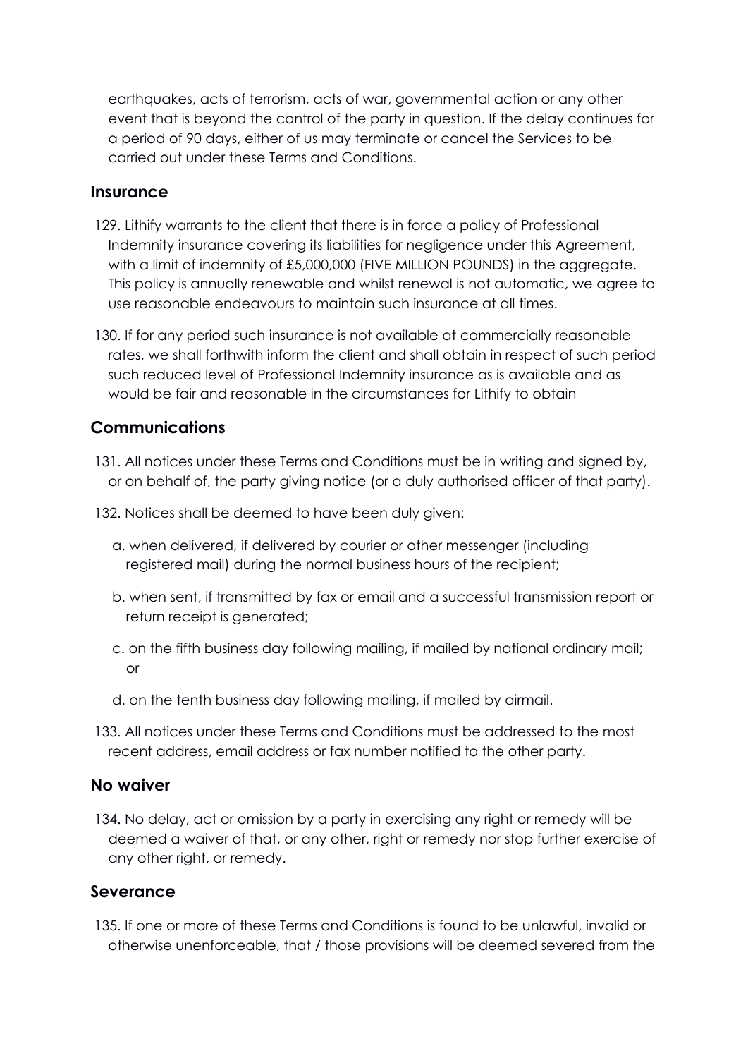earthquakes, acts of terrorism, acts of war, governmental action or any other event that is beyond the control of the party in question. If the delay continues for a period of 90 days, either of us may terminate or cancel the Services to be carried out under these Terms and Conditions.

## Insurance

129. Lithify warrants to the client that there is in force a policy of Professional Indemnity insurance covering its liabilities for negligence under this Agreement, with a limit of indemnity of £5,000,000 (FIVE MILLION POUNDS) in the aggregate. This policy is annually renewable and whilst renewal is not automatic, we agree to use reasonable endeavours to maintain such insurance at all times.

130. If for any period such insurance is not available at commercially reasonable rates, we shall forthwith inform the client and shall obtain in respect of such period such reduced level of Professional Indemnity insurance as is available and as would be fair and reasonable in the circumstances for Lithify to obtain

## Communications

131. All notices under these Terms and Conditions must be in writing and signed by, or on behalf of, the party giving notice (or a duly authorised officer of that party).

132. Notices shall be deemed to have been duly given:

    a. when delivered, if delivered by courier or other messenger (including registered mail) during the normal business hours of the recipient;

    b. when sent, if transmitted by fax or email and a successful transmission report or return receipt is generated;

    c. on the fifth business day following mailing, if mailed by national ordinary mail; or

    d. on the tenth business day following mailing, if mailed by airmail.

133. All notices under these Terms and Conditions must be addressed to the most recent address, email address or fax number notified to the other party.

## No waiver

134. No delay, act or omission by a party in exercising any right or remedy will be deemed a waiver of that, or any other, right or remedy nor stop further exercise of any other right, or remedy.

## Severance

135. If one or more of these Terms and Conditions is found to be unlawful, invalid or otherwise unenforceable, that / those provisions will be deemed severed from the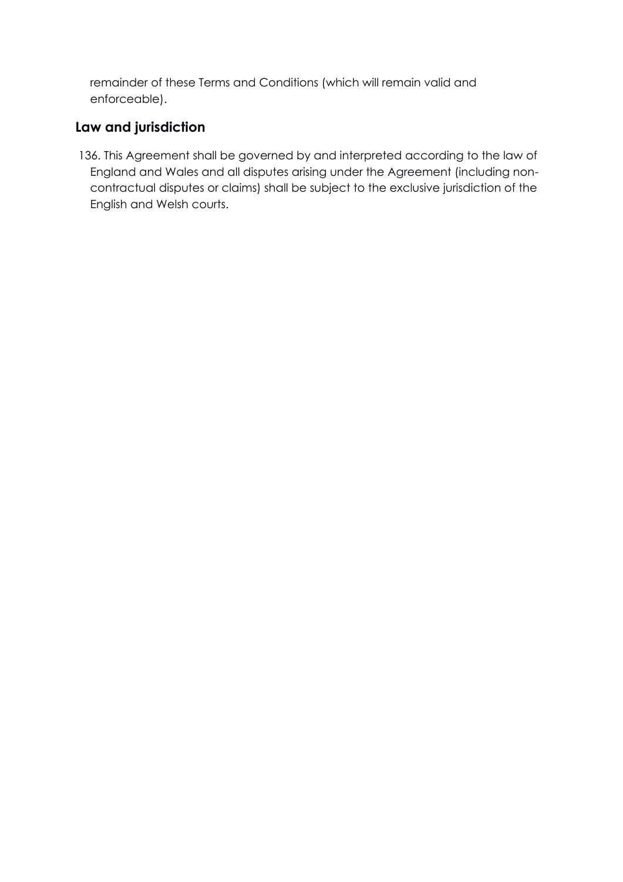remainder of these Terms and Conditions (which will remain valid and enforceable).

## Law and jurisdiction

136. This Agreement shall be governed by and interpreted according to the law of England and Wales and all disputes arising under the Agreement (including non-contractual disputes or claims) shall be subject to the exclusive jurisdiction of the English and Welsh courts.